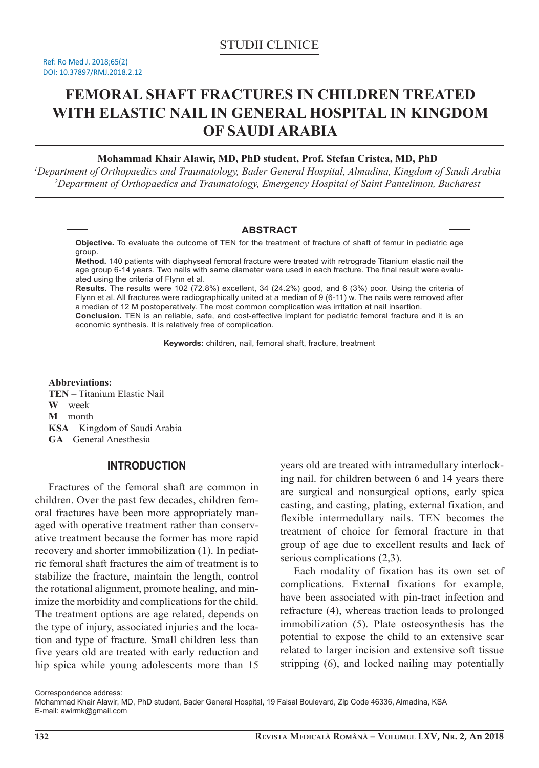STUDII CLINICE

Ref: Ro Med J. 2018;65(2)
DOI: 10.37897/RMJ.2018.2.12

# FEMORAL SHAFT FRACTURES IN CHILDREN TREATED WITH ELASTIC NAIL IN GENERAL HOSPITAL IN KINGDOM OF SAUDI ARABIA

**Mohammad Khair Alawir, MD, PhD student, Prof. Stefan Cristea, MD, PhD**

*[1]Department of Orthopaedics and Traumatology, Bader General Hospital, Almadina, Kingdom of Saudi Arabia*
*[2]Department of Orthopaedics and Traumatology, Emergency Hospital of Saint Pantelimon, Bucharest*

## ABSTRACT

**Objective.** To evaluate the outcome of TEN for the treatment of fracture of shaft of femur in pediatric age group.

**Method.** 140 patients with diaphyseal femoral fracture were treated with retrograde Titanium elastic nail the age group 6-14 years. Two nails with same diameter were used in each fracture. The final result were evaluated using the criteria of Flynn et al.

**Results.** The results were 102 (72.8%) excellent, 34 (24.2%) good, and 6 (3%) poor. Using the criteria of Flynn et al. All fractures were radiographically united at a median of 9 (6-11) w. The nails were removed after a median of 12 M postoperatively. The most common complication was irritation at nail insertion.

**Conclusion.** TEN is an reliable, safe, and cost-effective implant for pediatric femoral fracture and it is an economic synthesis. It is relatively free of complication.

**Keywords:** children, nail, femoral shaft, fracture, treatment

**Abbreviations:**
**TEN** – Titanium Elastic Nail
**W** – week
**M** – month
**KSA** – Kingdom of Saudi Arabia
**GA** – General Anesthesia

## INTRODUCTION

Fractures of the femoral shaft are common in children. Over the past few decades, children femoral fractures have been more appropriately managed with operative treatment rather than conservative treatment because the former has more rapid recovery and shorter immobilization (1). In pediatric femoral shaft fractures the aim of treatment is to stabilize the fracture, maintain the length, control the rotational alignment, promote healing, and minimize the morbidity and complications for the child. The treatment options are age related, depends on the type of injury, associated injuries and the location and type of fracture. Small children less than five years old are treated with early reduction and hip spica while young adolescents more than 15 years old are treated with intramedullary interlocking nail. for children between 6 and 14 years there are surgical and nonsurgical options, early spica casting, and casting, plating, external fixation, and flexible intermedullary nails. TEN becomes the treatment of choice for femoral fracture in that group of age due to excellent results and lack of serious complications (2,3).

Each modality of fixation has its own set of complications. External fixations for example, have been associated with pin-tract infection and refracture (4), whereas traction leads to prolonged immobilization (5). Plate osteosynthesis has the potential to expose the child to an extensive scar related to larger incision and extensive soft tissue stripping (6), and locked nailing may potentially

Correspondence address:
Mohammad Khair Alawir, MD, PhD student, Bader General Hospital, 19 Faisal Boulevard, Zip Code 46336, Almadina, KSA
E-mail: awirmk@gmail.com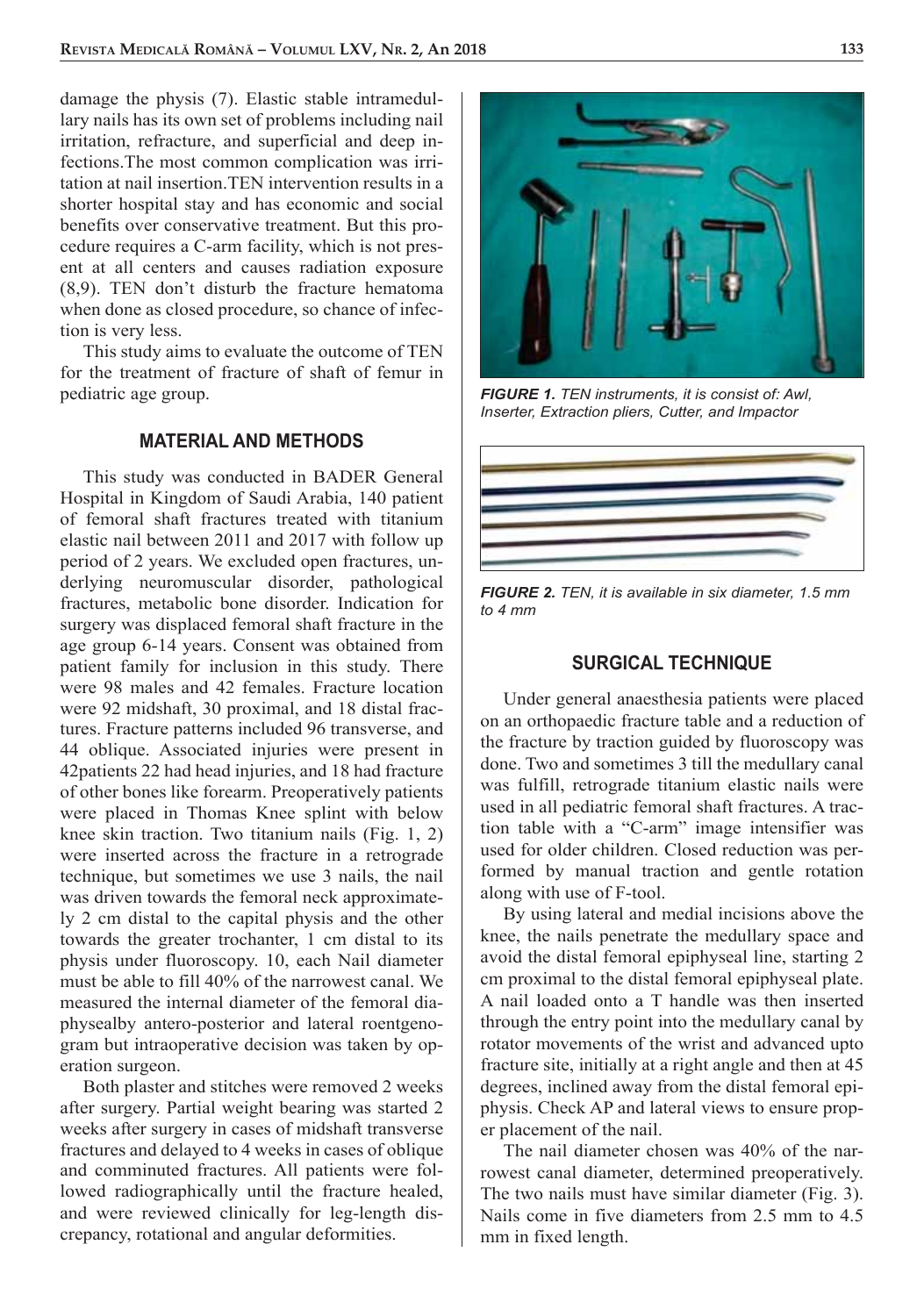damage the physis (7). Elastic stable intramedullary nails has its own set of problems including nail irritation, refracture, and superficial and deep infections.The most common complication was irritation at nail insertion.TEN intervention results in a shorter hospital stay and has economic and social benefits over conservative treatment. But this procedure requires a C-arm facility, which is not present at all centers and causes radiation exposure (8,9). TEN don't disturb the fracture hematoma when done as closed procedure, so chance of infection is very less.

This study aims to evaluate the outcome of TEN for the treatment of fracture of shaft of femur in pediatric age group.

## MATERIAL AND METHODS

This study was conducted in BADER General Hospital in Kingdom of Saudi Arabia, 140 patient of femoral shaft fractures treated with titanium elastic nail between 2011 and 2017 with follow up period of 2 years. We excluded open fractures, underlying neuromuscular disorder, pathological fractures, metabolic bone disorder. Indication for surgery was displaced femoral shaft fracture in the age group 6-14 years. Consent was obtained from patient family for inclusion in this study. There were 98 males and 42 females. Fracture location were 92 midshaft, 30 proximal, and 18 distal fractures. Fracture patterns included 96 transverse, and 44 oblique. Associated injuries were present in 42patients 22 had head injuries, and 18 had fracture of other bones like forearm. Preoperatively patients were placed in Thomas Knee splint with below knee skin traction. Two titanium nails (Fig. 1, 2) were inserted across the fracture in a retrograde technique, but sometimes we use 3 nails, the nail was driven towards the femoral neck approximately 2 cm distal to the capital physis and the other towards the greater trochanter, 1 cm distal to its physis under fluoroscopy. 10, each Nail diameter must be able to fill 40% of the narrowest canal. We measured the internal diameter of the femoral diaphysealby antero-posterior and lateral roentgenogram but intraoperative decision was taken by operation surgeon.

Both plaster and stitches were removed 2 weeks after surgery. Partial weight bearing was started 2 weeks after surgery in cases of midshaft transverse fractures and delayed to 4 weeks in cases of oblique and comminuted fractures. All patients were followed radiographically until the fracture healed, and were reviewed clinically for leg-length discrepancy, rotational and angular deformities.

***FIGURE 1.*** *TEN instruments, it is consist of: Awl, Inserter, Extraction pliers, Cutter, and Impactor*

***FIGURE 2.*** *TEN, it is available in six diameter, 1.5 mm to 4 mm*

## SURGICAL TECHNIQUE

Under general anaesthesia patients were placed on an orthopaedic fracture table and a reduction of the fracture by traction guided by fluoroscopy was done. Two and sometimes 3 till the medullary canal was fulfill, retrograde titanium elastic nails were used in all pediatric femoral shaft fractures. A traction table with a "C-arm" image intensifier was used for older children. Closed reduction was performed by manual traction and gentle rotation along with use of F-tool.

By using lateral and medial incisions above the knee, the nails penetrate the medullary space and avoid the distal femoral epiphyseal line, starting 2 cm proximal to the distal femoral epiphyseal plate. A nail loaded onto a T handle was then inserted through the entry point into the medullary canal by rotator movements of the wrist and advanced upto fracture site, initially at a right angle and then at 45 degrees, inclined away from the distal femoral epiphysis. Check AP and lateral views to ensure proper placement of the nail.

The nail diameter chosen was 40% of the narrowest canal diameter, determined preoperatively. The two nails must have similar diameter (Fig. 3). Nails come in five diameters from 2.5 mm to 4.5 mm in fixed length.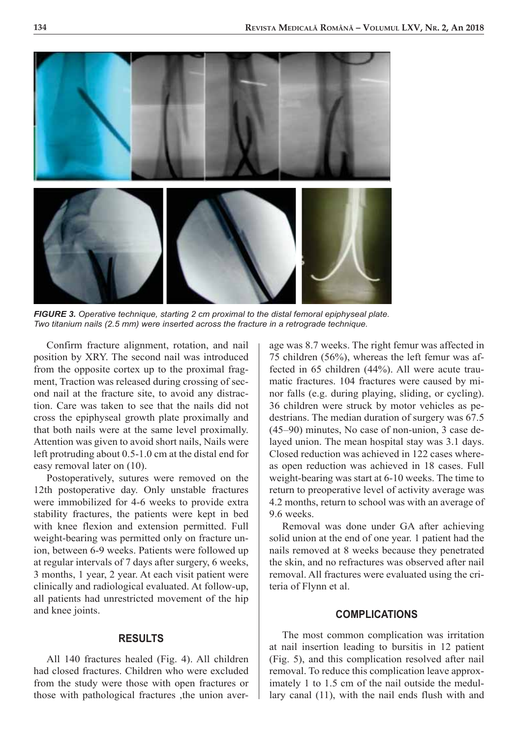*FIGURE 3. Operative technique, starting 2 cm proximal to the distal femoral epiphyseal plate. Two titanium nails (2.5 mm) were inserted across the fracture in a retrograde technique.*

Confirm fracture alignment, rotation, and nail position by XRY. The second nail was introduced from the opposite cortex up to the proximal fragment, Traction was released during crossing of second nail at the fracture site, to avoid any distraction. Care was taken to see that the nails did not cross the epiphyseal growth plate proximally and that both nails were at the same level proximally. Attention was given to avoid short nails, Nails were left protruding about 0.5-1.0 cm at the distal end for easy removal later on (10).

Postoperatively, sutures were removed on the 12th postoperative day. Only unstable fractures were immobilized for 4-6 weeks to provide extra stability fractures, the patients were kept in bed with knee flexion and extension permitted. Full weight-bearing was permitted only on fracture union, between 6-9 weeks. Patients were followed up at regular intervals of 7 days after surgery, 6 weeks, 3 months, 1 year, 2 year. At each visit patient were clinically and radiological evaluated. At follow-up, all patients had unrestricted movement of the hip and knee joints.

## RESULTS

All 140 fractures healed (Fig. 4). All children had closed fractures. Children who were excluded from the study were those with open fractures or those with pathological fractures ,the union average was 8.7 weeks. The right femur was affected in 75 children (56%), whereas the left femur was affected in 65 children (44%). All were acute traumatic fractures. 104 fractures were caused by minor falls (e.g. during playing, sliding, or cycling). 36 children were struck by motor vehicles as pedestrians. The median duration of surgery was 67.5 (45–90) minutes, No case of non-union, 3 case delayed union. The mean hospital stay was 3.1 days. Closed reduction was achieved in 122 cases whereas open reduction was achieved in 18 cases. Full weight-bearing was start at 6-10 weeks. The time to return to preoperative level of activity average was 4.2 months, return to school was with an average of 9.6 weeks.

Removal was done under GA after achieving solid union at the end of one year. 1 patient had the nails removed at 8 weeks because they penetrated the skin, and no refractures was observed after nail removal. All fractures were evaluated using the criteria of Flynn et al.

## COMPLICATIONS

The most common complication was irritation at nail insertion leading to bursitis in 12 patient (Fig. 5), and this complication resolved after nail removal. To reduce this complication leave approximately 1 to 1.5 cm of the nail outside the medullary canal (11), with the nail ends flush with and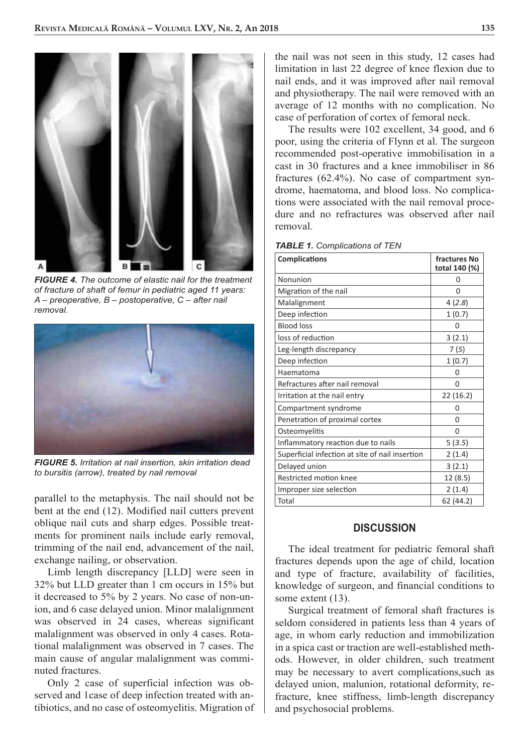*FIGURE 4. The outcome of elastic nail for the treatment of fracture of shaft of femur in pediatric aged 11 years: A – preoperative, B – postoperative, C – after nail removal.*

*FIGURE 5. Irritation at nail insertion, skin irritation dead to bursitis (arrow), treated by nail removal*

parallel to the metaphysis. The nail should not be bent at the end (12). Modified nail cutters prevent oblique nail cuts and sharp edges. Possible treatments for prominent nails include early removal, trimming of the nail end, advancement of the nail, exchange nailing, or observation.

Limb length discrepancy [LLD] were seen in 32% but LLD greater than 1 cm occurs in 15% but it decreased to 5% by 2 years. No case of non-union, and 6 case delayed union. Minor malalignment was observed in 24 cases, whereas significant malalignment was observed in only 4 cases. Rotational malalignment was observed in 7 cases. The main cause of angular malalignment was comminuted fractures.

Only 2 case of superficial infection was observed and 1case of deep infection treated with antibiotics, and no case of osteomyelitis. Migration of the nail was not seen in this study, 12 cases had limitation in last 22 degree of knee flexion due to nail ends, and it was improved after nail removal and physiotherapy. The nail were removed with an average of 12 months with no complication. No case of perforation of cortex of femoral neck.

The results were 102 excellent, 34 good, and 6 poor, using the criteria of Flynn et al. The surgeon recommended post-operative immobilisation in a cast in 30 fractures and a knee immobiliser in 86 fractures (62.4%). No case of compartment syndrome, haematoma, and blood loss. No complications were associated with the nail removal procedure and no refractures was observed after nail removal.

*TABLE 1. Complications of TEN*

| Complications | fractures No total 140 (%) |
|---|---|
| Nonunion | 0 |
| Migration of the nail | 0 |
| Malalignment | 4 (*2.8*) |
| Deep infection | 1 (0.7) |
| Blood loss | 0 |
| loss of reduction | 3 (2.1) |
| Leg-length discrepancy | 7 (*5*) |
| Deep infection | 1 (0.7) |
| Haematoma | 0 |
| Refractures after nail removal | 0 |
| Irritation at the nail entry | 22 (16.2) |
| Compartment syndrome | 0 |
| Penetration of proximal cortex | 0 |
| Osteomyelitis | 0 |
| Inflammatory reaction due to nails | 5 (*3.5*) |
| Superficial infection at site of nail insertion | 2 (1.4) |
| Delayed union | 3 (2.1) |
| Restricted motion knee | 12 (8.5) |
| Improper size selection | 2 (1.4) |
| Total | 62 (44.2) |

## DISCUSSION

The ideal treatment for pediatric femoral shaft fractures depends upon the age of child, location and type of fracture, availability of facilities, knowledge of surgeon, and financial conditions to some extent (13).

Surgical treatment of femoral shaft fractures is seldom considered in patients less than 4 years of age, in whom early reduction and immobilization in a spica cast or traction are well-established methods. However, in older children, such treatment may be necessary to avert complications,such as delayed union, malunion, rotational deformity, refracture, knee stiffness, limb-length discrepancy and psychosocial problems.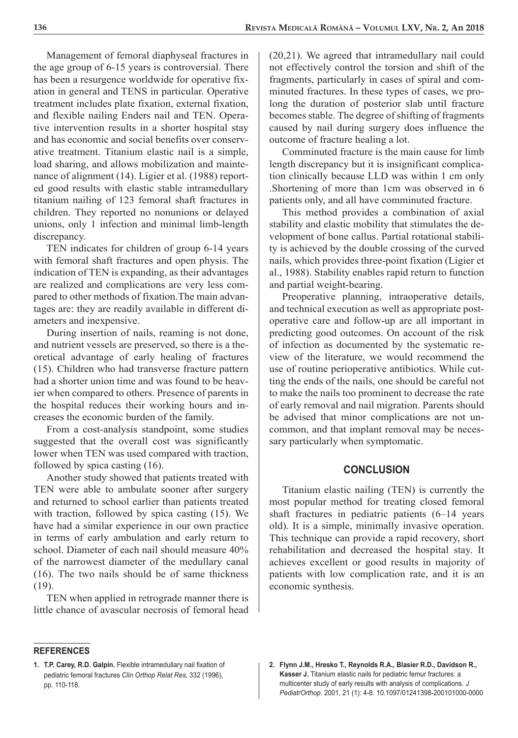Management of femoral diaphyseal fractures in the age group of 6-15 years is controversial. There has been a resurgence worldwide for operative fixation in general and TENS in particular. Operative treatment includes plate fixation, external fixation, and flexible nailing Enders nail and TEN. Operative intervention results in a shorter hospital stay and has economic and social benefits over conservative treatment. Titanium elastic nail is a simple, load sharing, and allows mobilization and maintenance of alignment (14). Ligier et al. (1988) reported good results with elastic stable intramedullary titanium nailing of 123 femoral shaft fractures in children. They reported no nonunions or delayed unions, only 1 infection and minimal limb-length discrepancy.

TEN indicates for children of group 6-14 years with femoral shaft fractures and open physis. The indication of TEN is expanding, as their advantages are realized and complications are very less compared to other methods of fixation.The main advantages are: they are readily available in different diameters and inexpensive.

During insertion of nails, reaming is not done, and nutrient vessels are preserved, so there is a theoretical advantage of early healing of fractures (15). Children who had transverse fracture pattern had a shorter union time and was found to be heavier when compared to others. Presence of parents in the hospital reduces their working hours and increases the economic burden of the family.

From a cost-analysis standpoint, some studies suggested that the overall cost was significantly lower when TEN was used compared with traction, followed by spica casting (16).

Another study showed that patients treated with TEN were able to ambulate sooner after surgery and returned to school earlier than patients treated with traction, followed by spica casting (15). We have had a similar experience in our own practice in terms of early ambulation and early return to school. Diameter of each nail should measure 40% of the narrowest diameter of the medullary canal (16). The two nails should be of same thickness (19).

TEN when applied in retrograde manner there is little chance of avascular necrosis of femoral head (20,21). We agreed that intramedullary nail could not effectively control the torsion and shift of the fragments, particularly in cases of spiral and comminuted fractures. In these types of cases, we prolong the duration of posterior slab until fracture becomes stable. The degree of shifting of fragments caused by nail during surgery does influence the outcome of fracture healing a lot.

Comminuted fracture is the main cause for limb length discrepancy but it is insignificant complication clinically because LLD was within 1 cm only .Shortening of more than 1cm was observed in 6 patients only, and all have comminuted fracture.

This method provides a combination of axial stability and elastic mobility that stimulates the development of bone callus. Partial rotational stability is achieved by the double crossing of the curved nails, which provides three-point fixation (Ligier et al., 1988). Stability enables rapid return to function and partial weight-bearing.

Preoperative planning, intraoperative details, and technical execution as well as appropriate postoperative care and follow-up are all important in predicting good outcomes. On account of the risk of infection as documented by the systematic review of the literature, we would recommend the use of routine perioperative antibiotics. While cutting the ends of the nails, one should be careful not to make the nails too prominent to decrease the rate of early removal and nail migration. Parents should be advised that minor complications are not uncommon, and that implant removal may be necessary particularly when symptomatic.

## CONCLUSION

Titanium elastic nailing (TEN) is currently the most popular method for treating closed femoral shaft fractures in pediatric patients (6–14 years old). It is a simple, minimally invasive operation. This technique can provide a rapid recovery, short rehabilitation and decreased the hospital stay. It achieves excellent or good results in majority of patients with low complication rate, and it is an economic synthesis.

## REFERENCES

1. **T.P. Carey, R.D. Galpin.** Flexible intramedullary nail fixation of pediatric femoral fractures *Clin Orthop Relat Res,* 332 (1996), pp. 110-118.
2. **Flynn J.M., Hresko T., Reynolds R.A., Blasier R.D., Davidson R., Kasser J.** Titanium elastic nails for pediatric femur fractures: a multicenter study of early results with analysis of complications. *J PediatrOrthop.* 2001, 21 (1): 4-8. 10.1097/01241398-200101000-0000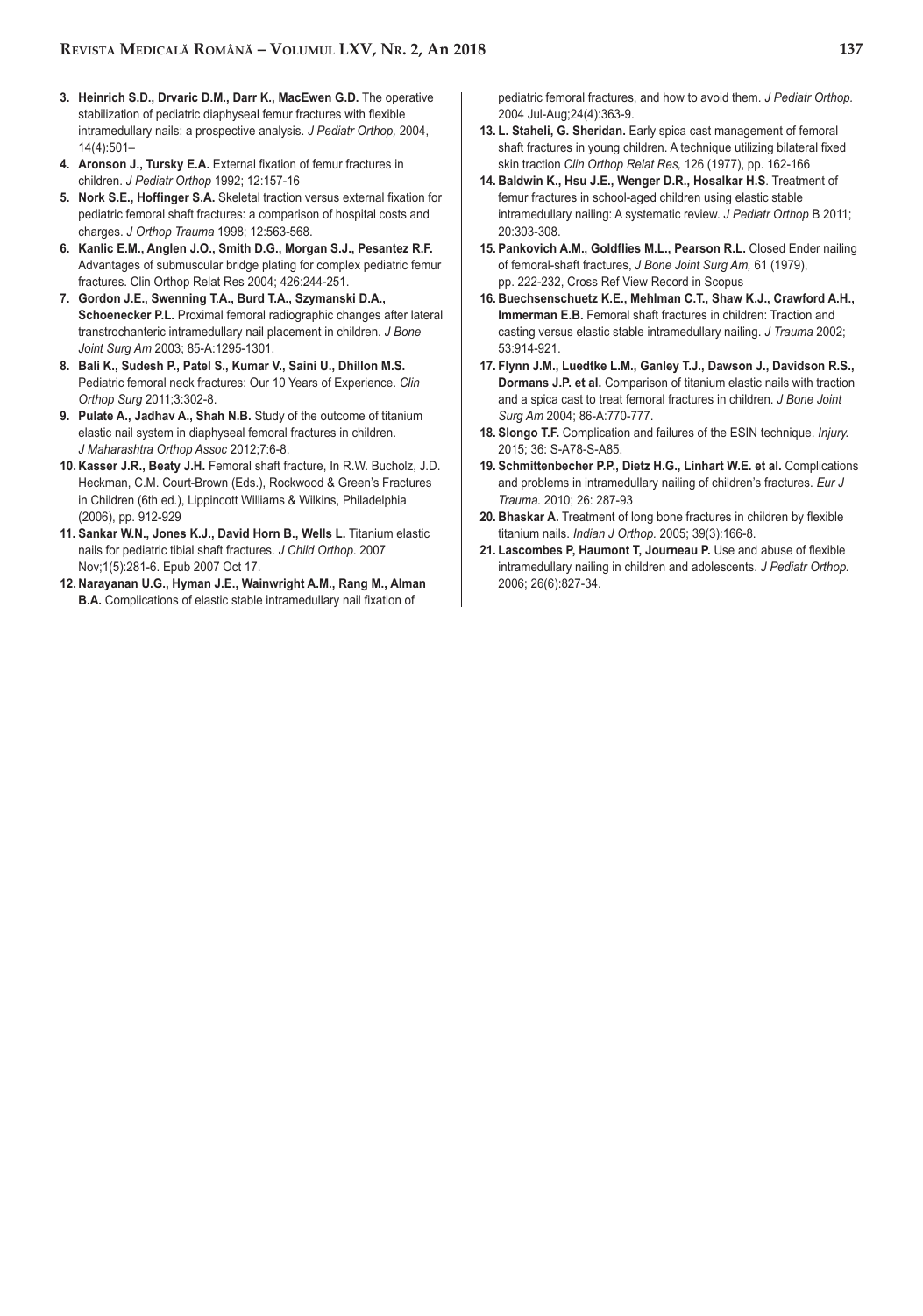3. **Heinrich S.D., Drvaric D.M., Darr K., MacEwen G.D.** The operative stabilization of pediatric diaphyseal femur fractures with flexible intramedullary nails: a prospective analysis. *J Pediatr Orthop,* 2004, 14(4):501–
4. **Aronson J., Tursky E.A.** External fixation of femur fractures in children. *J Pediatr Orthop* 1992; 12:157-16
5. **Nork S.E., Hoffinger S.A.** Skeletal traction versus external fixation for pediatric femoral shaft fractures: a comparison of hospital costs and charges. *J Orthop Trauma* 1998; 12:563-568.
6. **Kanlic E.M., Anglen J.O., Smith D.G., Morgan S.J., Pesantez R.F.** Advantages of submuscular bridge plating for complex pediatric femur fractures. Clin Orthop Relat Res 2004; 426:244-251.
7. **Gordon J.E., Swenning T.A., Burd T.A., Szymanski D.A., Schoenecker P.L.** Proximal femoral radiographic changes after lateral transtrochanteric intramedullary nail placement in children. *J Bone Joint Surg Am* 2003; 85-A:1295-1301.
8. **Bali K., Sudesh P., Patel S., Kumar V., Saini U., Dhillon M.S.** Pediatric femoral neck fractures: Our 10 Years of Experience. *Clin Orthop Surg* 2011;3:302-8.
9. **Pulate A., Jadhav A., Shah N.B.** Study of the outcome of titanium elastic nail system in diaphyseal femoral fractures in children. *J Maharashtra Orthop Assoc* 2012;7:6-8.
10. **Kasser J.R., Beaty J.H.** Femoral shaft fracture, In R.W. Bucholz, J.D. Heckman, C.M. Court-Brown (Eds.), Rockwood & Green's Fractures in Children (6th ed.), Lippincott Williams & Wilkins, Philadelphia (2006), pp. 912-929
11. **Sankar W.N., Jones K.J., David Horn B., Wells L.** Titanium elastic nails for pediatric tibial shaft fractures. *J Child Orthop.* 2007 Nov;1(5):281-6. Epub 2007 Oct 17.
12. **Narayanan U.G., Hyman J.E., Wainwright A.M., Rang M., Alman B.A.** Complications of elastic stable intramedullary nail fixation of pediatric femoral fractures, and how to avoid them. *J Pediatr Orthop.* 2004 Jul-Aug;24(4):363-9.
13. **L. Staheli, G. Sheridan.** Early spica cast management of femoral shaft fractures in young children. A technique utilizing bilateral fixed skin traction *Clin Orthop Relat Res,* 126 (1977), pp. 162-166
14. **Baldwin K., Hsu J.E., Wenger D.R., Hosalkar H.S**. Treatment of femur fractures in school-aged children using elastic stable intramedullary nailing: A systematic review. *J Pediatr Orthop* B 2011; 20:303-308.
15. **Pankovich A.M., Goldflies M.L., Pearson R.L.** Closed Ender nailing of femoral-shaft fractures, *J Bone Joint Surg Am,* 61 (1979), pp. 222-232, Cross Ref View Record in Scopus
16. **Buechsenschuetz K.E., Mehlman C.T., Shaw K.J., Crawford A.H., Immerman E.B.** Femoral shaft fractures in children: Traction and casting versus elastic stable intramedullary nailing. *J Trauma* 2002; 53:914-921.
17. **Flynn J.M., Luedtke L.M., Ganley T.J., Dawson J., Davidson R.S., Dormans J.P. et al.** Comparison of titanium elastic nails with traction and a spica cast to treat femoral fractures in children. *J Bone Joint Surg Am* 2004; 86-A:770-777.
18. **Slongo T.F.** Complication and failures of the ESIN technique. *Injury.* 2015; 36: S-A78-S-A85.
19. **Schmittenbecher P.P., Dietz H.G., Linhart W.E. et al.** Complications and problems in intramedullary nailing of children's fractures. *Eur J Trauma.* 2010; 26: 287-93
20. **Bhaskar A.** Treatment of long bone fractures in children by flexible titanium nails. *Indian J Orthop.* 2005; 39(3):166-8.
21. **Lascombes P, Haumont T, Journeau P.** Use and abuse of flexible intramedullary nailing in children and adolescents. *J Pediatr Orthop.* 2006; 26(6):827-34.